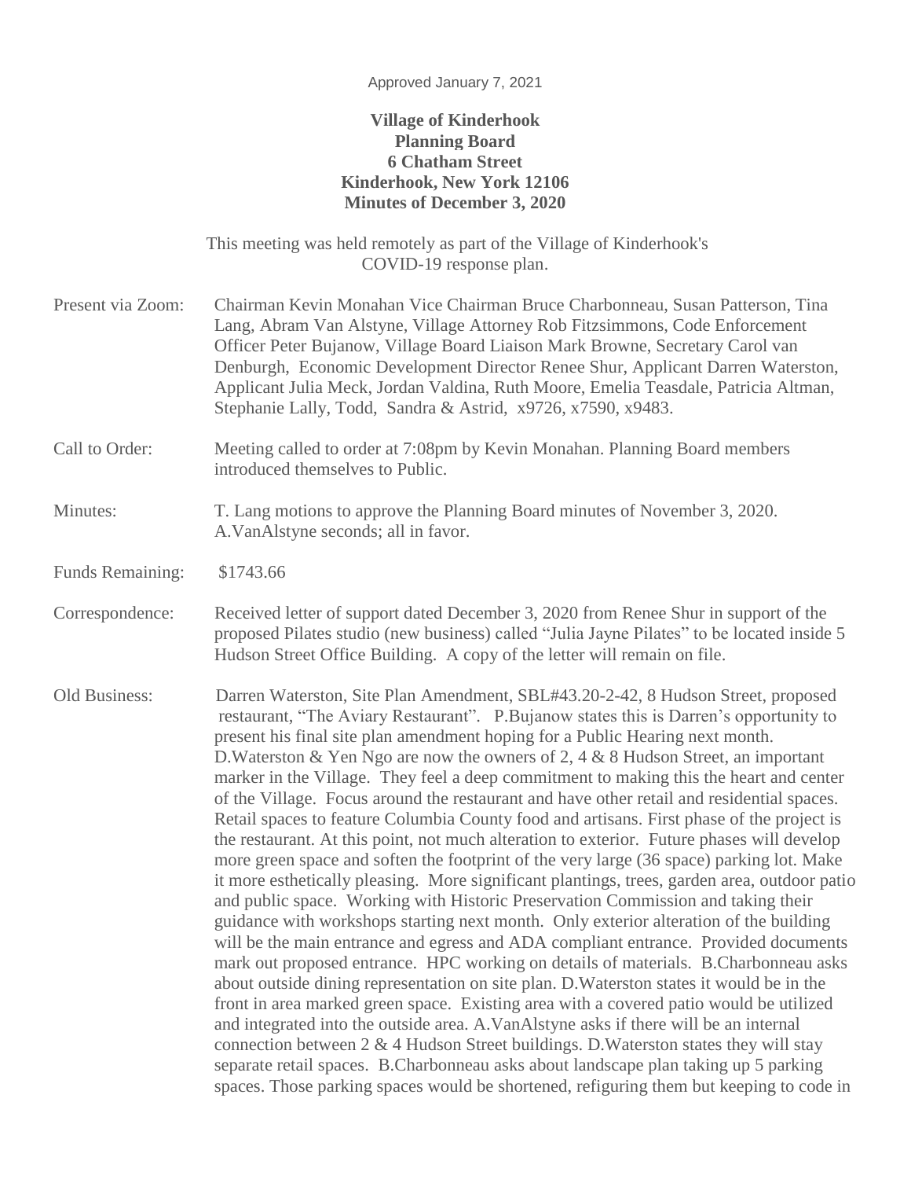Approved January 7, 2021

**Village of Kinderhook**
**Planning Board**
**6 Chatham Street**
**Kinderhook, New York 12106**
**Minutes of December 3, 2020**

This meeting was held remotely as part of the Village of Kinderhook's COVID-19 response plan.

Present via Zoom: Chairman Kevin Monahan Vice Chairman Bruce Charbonneau, Susan Patterson, Tina Lang, Abram Van Alstyne, Village Attorney Rob Fitzsimmons, Code Enforcement Officer Peter Bujanow, Village Board Liaison Mark Browne, Secretary Carol van Denburgh, Economic Development Director Renee Shur, Applicant Darren Waterston, Applicant Julia Meck, Jordan Valdina, Ruth Moore, Emelia Teasdale, Patricia Altman, Stephanie Lally, Todd, Sandra & Astrid, x9726, x7590, x9483.

Call to Order: Meeting called to order at 7:08pm by Kevin Monahan. Planning Board members introduced themselves to Public.

Minutes: T. Lang motions to approve the Planning Board minutes of November 3, 2020. A.VanAlstyne seconds; all in favor.

Funds Remaining: $1743.66

Correspondence: Received letter of support dated December 3, 2020 from Renee Shur in support of the proposed Pilates studio (new business) called "Julia Jayne Pilates" to be located inside 5 Hudson Street Office Building. A copy of the letter will remain on file.

Old Business: Darren Waterston, Site Plan Amendment, SBL#43.20-2-42, 8 Hudson Street, proposed restaurant, "The Aviary Restaurant". P.Bujanow states this is Darren's opportunity to present his final site plan amendment hoping for a Public Hearing next month. D.Waterston & Yen Ngo are now the owners of 2, 4 & 8 Hudson Street, an important marker in the Village. They feel a deep commitment to making this the heart and center of the Village. Focus around the restaurant and have other retail and residential spaces. Retail spaces to feature Columbia County food and artisans. First phase of the project is the restaurant. At this point, not much alteration to exterior. Future phases will develop more green space and soften the footprint of the very large (36 space) parking lot. Make it more esthetically pleasing. More significant plantings, trees, garden area, outdoor patio and public space. Working with Historic Preservation Commission and taking their guidance with workshops starting next month. Only exterior alteration of the building will be the main entrance and egress and ADA compliant entrance. Provided documents mark out proposed entrance. HPC working on details of materials. B.Charbonneau asks about outside dining representation on site plan. D.Waterston states it would be in the front in area marked green space. Existing area with a covered patio would be utilized and integrated into the outside area. A.VanAlstyne asks if there will be an internal connection between 2 & 4 Hudson Street buildings. D.Waterston states they will stay separate retail spaces. B.Charbonneau asks about landscape plan taking up 5 parking spaces. Those parking spaces would be shortened, refiguring them but keeping to code in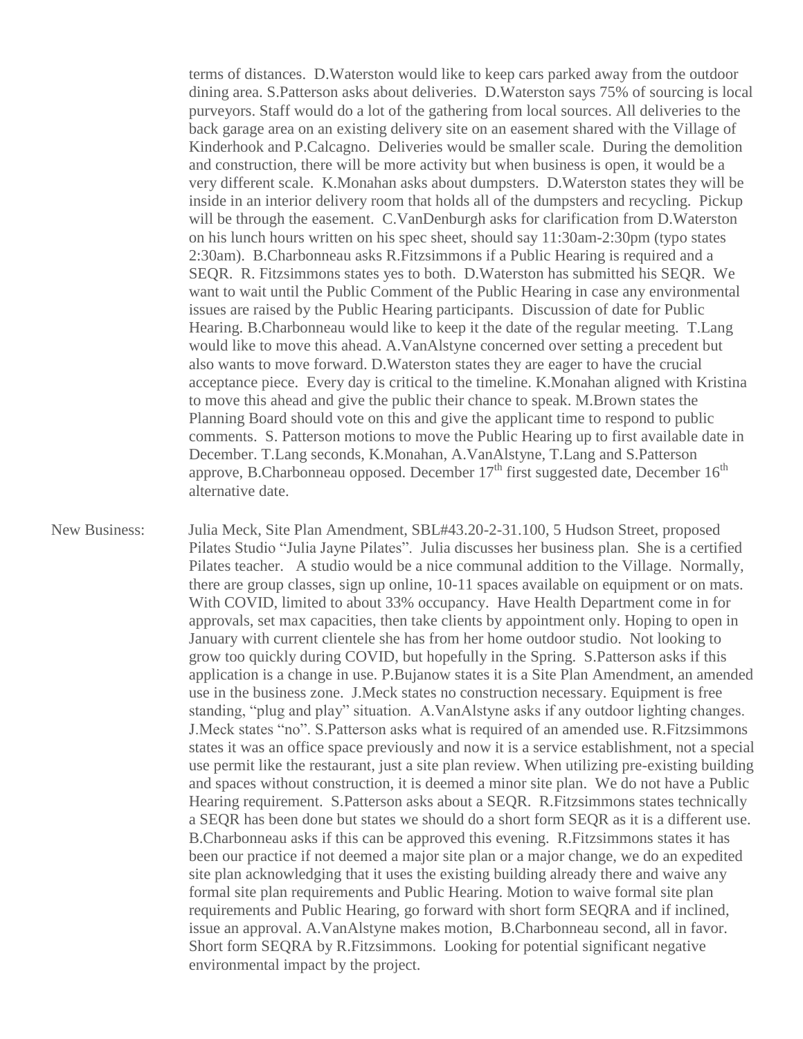terms of distances. D.Waterston would like to keep cars parked away from the outdoor dining area. S.Patterson asks about deliveries. D.Waterston says 75% of sourcing is local purveyors. Staff would do a lot of the gathering from local sources. All deliveries to the back garage area on an existing delivery site on an easement shared with the Village of Kinderhook and P.Calcagno. Deliveries would be smaller scale. During the demolition and construction, there will be more activity but when business is open, it would be a very different scale. K.Monahan asks about dumpsters. D.Waterston states they will be inside in an interior delivery room that holds all of the dumpsters and recycling. Pickup will be through the easement. C.VanDenburgh asks for clarification from D.Waterston on his lunch hours written on his spec sheet, should say 11:30am-2:30pm (typo states 2:30am). B.Charbonneau asks R.Fitzsimmons if a Public Hearing is required and a SEQR. R. Fitzsimmons states yes to both. D.Waterston has submitted his SEQR. We want to wait until the Public Comment of the Public Hearing in case any environmental issues are raised by the Public Hearing participants. Discussion of date for Public Hearing. B.Charbonneau would like to keep it the date of the regular meeting. T.Lang would like to move this ahead. A.VanAlstyne concerned over setting a precedent but also wants to move forward. D.Waterston states they are eager to have the crucial acceptance piece. Every day is critical to the timeline. K.Monahan aligned with Kristina to move this ahead and give the public their chance to speak. M.Brown states the Planning Board should vote on this and give the applicant time to respond to public comments. S. Patterson motions to move the Public Hearing up to first available date in December. T.Lang seconds, K.Monahan, A.VanAlstyne, T.Lang and S.Patterson approve, B.Charbonneau opposed. December 17th first suggested date, December 16th alternative date.

New Business: Julia Meck, Site Plan Amendment, SBL#43.20-2-31.100, 5 Hudson Street, proposed Pilates Studio "Julia Jayne Pilates". Julia discusses her business plan. She is a certified Pilates teacher. A studio would be a nice communal addition to the Village. Normally, there are group classes, sign up online, 10-11 spaces available on equipment or on mats. With COVID, limited to about 33% occupancy. Have Health Department come in for approvals, set max capacities, then take clients by appointment only. Hoping to open in January with current clientele she has from her home outdoor studio. Not looking to grow too quickly during COVID, but hopefully in the Spring. S.Patterson asks if this application is a change in use. P.Bujanow states it is a Site Plan Amendment, an amended use in the business zone. J.Meck states no construction necessary. Equipment is free standing, "plug and play" situation. A.VanAlstyne asks if any outdoor lighting changes. J.Meck states "no". S.Patterson asks what is required of an amended use. R.Fitzsimmons states it was an office space previously and now it is a service establishment, not a special use permit like the restaurant, just a site plan review. When utilizing pre-existing building and spaces without construction, it is deemed a minor site plan. We do not have a Public Hearing requirement. S.Patterson asks about a SEQR. R.Fitzsimmons states technically a SEQR has been done but states we should do a short form SEQR as it is a different use. B.Charbonneau asks if this can be approved this evening. R.Fitzsimmons states it has been our practice if not deemed a major site plan or a major change, we do an expedited site plan acknowledging that it uses the existing building already there and waive any formal site plan requirements and Public Hearing. Motion to waive formal site plan requirements and Public Hearing, go forward with short form SEQRA and if inclined, issue an approval. A.VanAlstyne makes motion, B.Charbonneau second, all in favor. Short form SEQRA by R.Fitzsimmons. Looking for potential significant negative environmental impact by the project.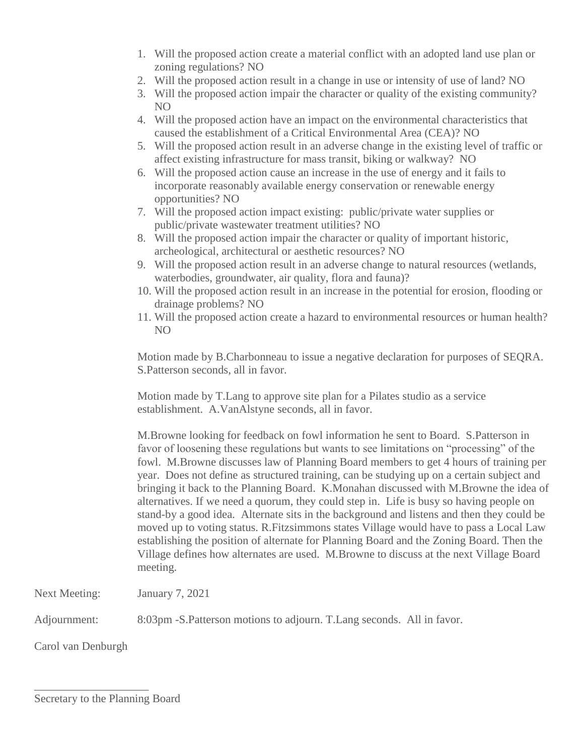1. Will the proposed action create a material conflict with an adopted land use plan or zoning regulations? NO
2. Will the proposed action result in a change in use or intensity of use of land? NO
3. Will the proposed action impair the character or quality of the existing community? NO
4. Will the proposed action have an impact on the environmental characteristics that caused the establishment of a Critical Environmental Area (CEA)? NO
5. Will the proposed action result in an adverse change in the existing level of traffic or affect existing infrastructure for mass transit, biking or walkway? NO
6. Will the proposed action cause an increase in the use of energy and it fails to incorporate reasonably available energy conservation or renewable energy opportunities? NO
7. Will the proposed action impact existing: public/private water supplies or public/private wastewater treatment utilities? NO
8. Will the proposed action impair the character or quality of important historic, archeological, architectural or aesthetic resources? NO
9. Will the proposed action result in an adverse change to natural resources (wetlands, waterbodies, groundwater, air quality, flora and fauna)?
10. Will the proposed action result in an increase in the potential for erosion, flooding or drainage problems? NO
11. Will the proposed action create a hazard to environmental resources or human health? NO

Motion made by B.Charbonneau to issue a negative declaration for purposes of SEQRA. S.Patterson seconds, all in favor.

Motion made by T.Lang to approve site plan for a Pilates studio as a service establishment. A.VanAlstyne seconds, all in favor.

M.Browne looking for feedback on fowl information he sent to Board. S.Patterson in favor of loosening these regulations but wants to see limitations on "processing" of the fowl. M.Browne discusses law of Planning Board members to get 4 hours of training per year. Does not define as structured training, can be studying up on a certain subject and bringing it back to the Planning Board. K.Monahan discussed with M.Browne the idea of alternatives. If we need a quorum, they could step in. Life is busy so having people on stand-by a good idea. Alternate sits in the background and listens and then they could be moved up to voting status. R.Fitzsimmons states Village would have to pass a Local Law establishing the position of alternate for Planning Board and the Zoning Board. Then the Village defines how alternates are used. M.Browne to discuss at the next Village Board meeting.

Next Meeting: January 7, 2021

Adjournment: 8:03pm -S.Patterson motions to adjourn. T.Lang seconds. All in favor.

Carol van Denburgh

____________________

Secretary to the Planning Board